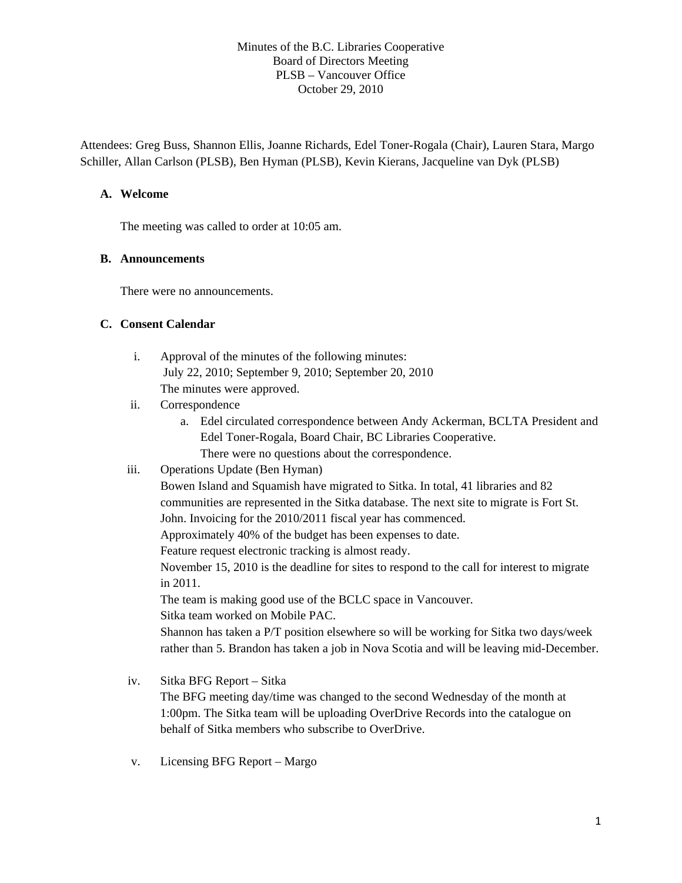Minutes of the B.C. Libraries Cooperative
Board of Directors Meeting
PLSB – Vancouver Office
October 29, 2010

Attendees: Greg Buss, Shannon Ellis, Joanne Richards, Edel Toner-Rogala (Chair), Lauren Stara, Margo Schiller, Allan Carlson (PLSB), Ben Hyman (PLSB), Kevin Kierans, Jacqueline van Dyk (PLSB)

## A. Welcome

The meeting was called to order at 10:05 am.

## B. Announcements

There were no announcements.

## C. Consent Calendar

i. Approval of the minutes of the following minutes:
 July 22, 2010; September 9, 2010; September 20, 2010
 The minutes were approved.

ii. Correspondence
 a. Edel circulated correspondence between Andy Ackerman, BCLTA President and Edel Toner-Rogala, Board Chair, BC Libraries Cooperative.
 There were no questions about the correspondence.

iii. Operations Update (Ben Hyman)
 Bowen Island and Squamish have migrated to Sitka. In total, 41 libraries and 82 communities are represented in the Sitka database. The next site to migrate is Fort St. John. Invoicing for the 2010/2011 fiscal year has commenced.
 Approximately 40% of the budget has been expenses to date.
 Feature request electronic tracking is almost ready.
 November 15, 2010 is the deadline for sites to respond to the call for interest to migrate in 2011.
 The team is making good use of the BCLC space in Vancouver.
 Sitka team worked on Mobile PAC.
 Shannon has taken a P/T position elsewhere so will be working for Sitka two days/week rather than 5. Brandon has taken a job in Nova Scotia and will be leaving mid-December.

iv. Sitka BFG Report – Sitka
 The BFG meeting day/time was changed to the second Wednesday of the month at 1:00pm. The Sitka team will be uploading OverDrive Records into the catalogue on behalf of Sitka members who subscribe to OverDrive.

v. Licensing BFG Report – Margo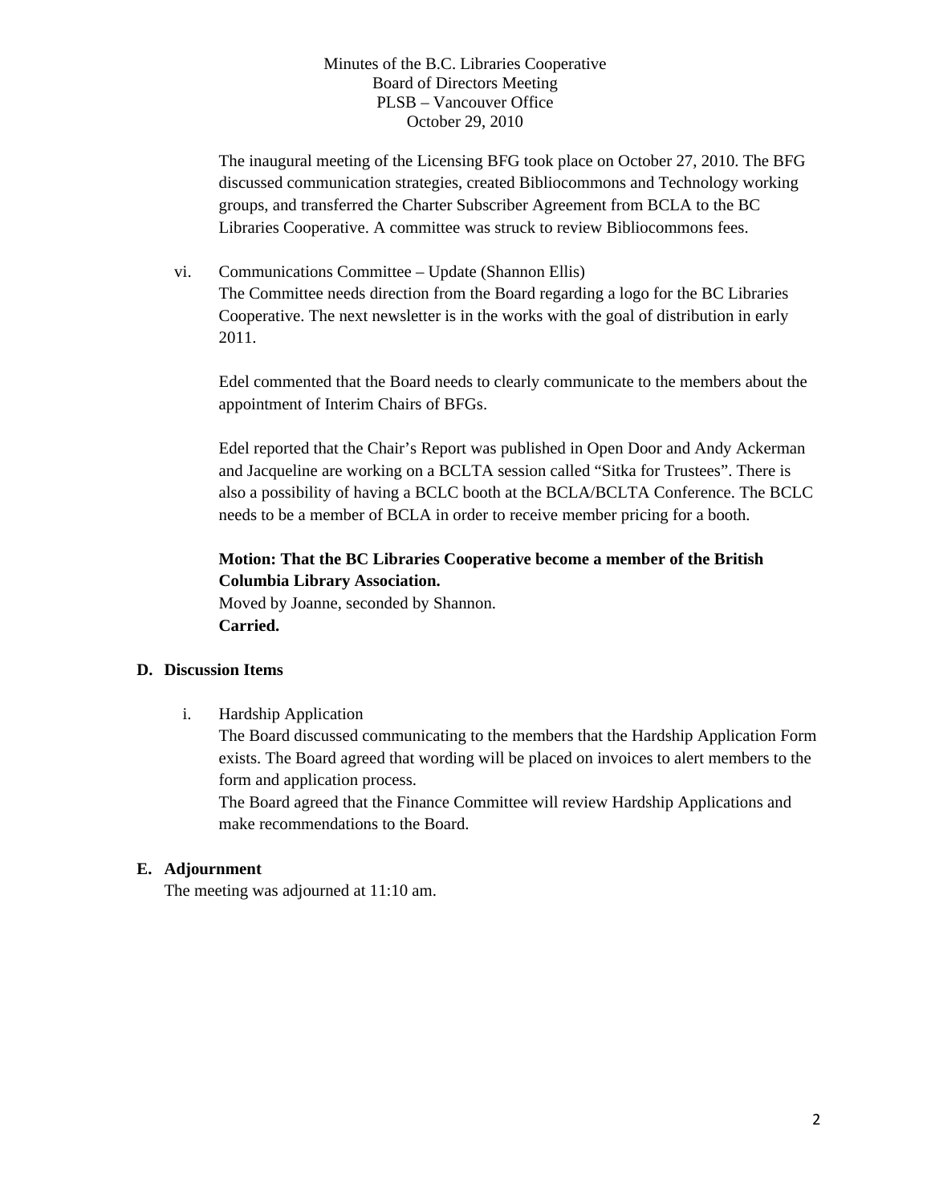The inaugural meeting of the Licensing BFG took place on October 27, 2010. The BFG discussed communication strategies, created Bibliocommons and Technology working groups, and transferred the Charter Subscriber Agreement from BCLA to the BC Libraries Cooperative. A committee was struck to review Bibliocommons fees.

vi. Communications Committee – Update (Shannon Ellis)

The Committee needs direction from the Board regarding a logo for the BC Libraries Cooperative. The next newsletter is in the works with the goal of distribution in early 2011.

Edel commented that the Board needs to clearly communicate to the members about the appointment of Interim Chairs of BFGs.

Edel reported that the Chair's Report was published in Open Door and Andy Ackerman and Jacqueline are working on a BCLTA session called "Sitka for Trustees". There is also a possibility of having a BCLC booth at the BCLA/BCLTA Conference. The BCLC needs to be a member of BCLA in order to receive member pricing for a booth.

**Motion: That the BC Libraries Cooperative become a member of the British Columbia Library Association.**
Moved by Joanne, seconded by Shannon.
**Carried.**

## D. Discussion Items

i. Hardship Application

The Board discussed communicating to the members that the Hardship Application Form exists. The Board agreed that wording will be placed on invoices to alert members to the form and application process.
The Board agreed that the Finance Committee will review Hardship Applications and make recommendations to the Board.

## E. Adjournment

The meeting was adjourned at 11:10 am.